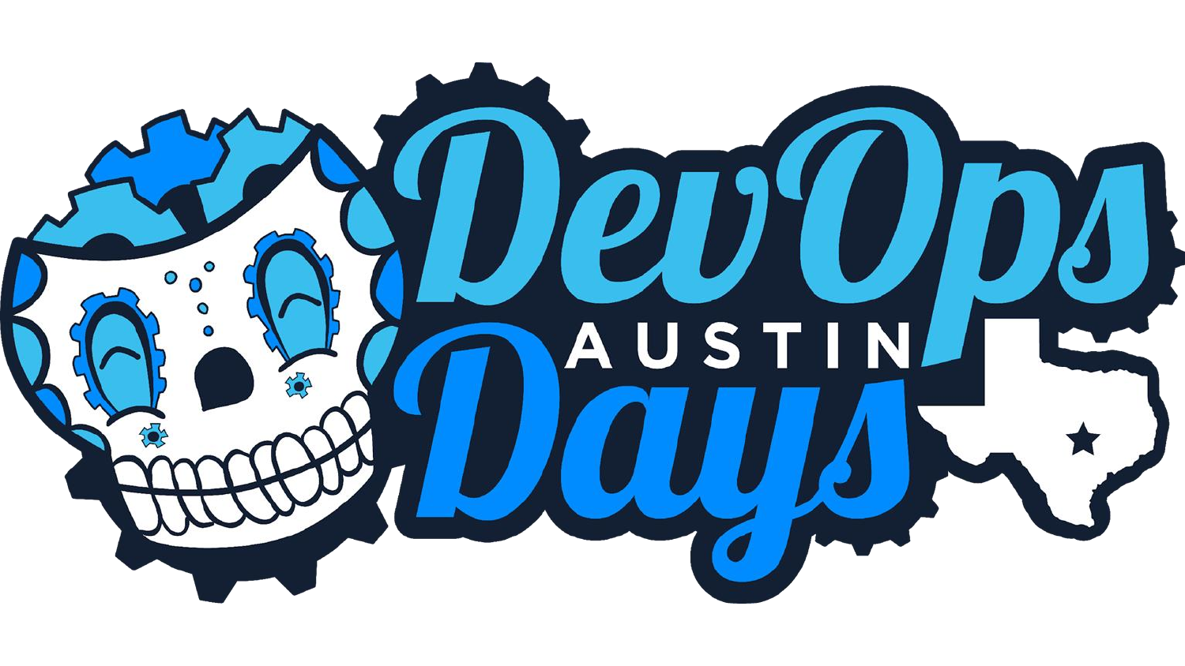# DevOps Days

AUSTIN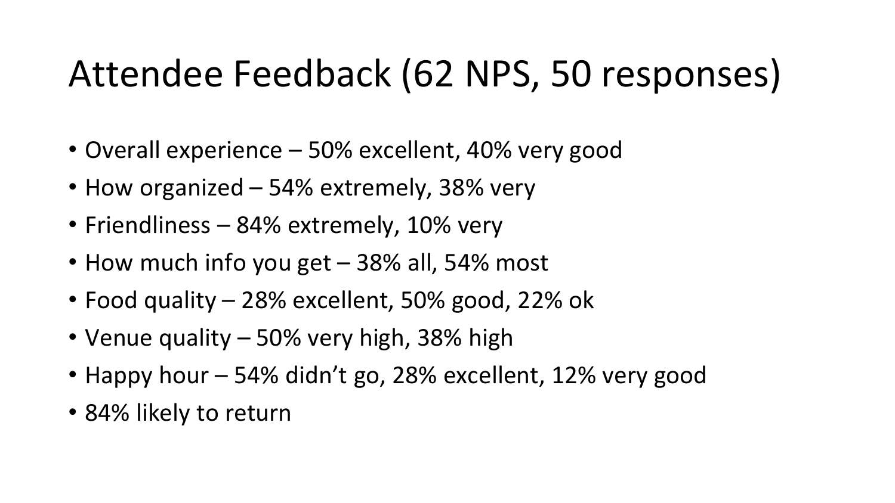# Attendee Feedback (62 NPS, 50 responses)

- Overall experience – 50% excellent, 40% very good
- How organized – 54% extremely, 38% very
- Friendliness – 84% extremely, 10% very
- How much info you get – 38% all, 54% most
- Food quality – 28% excellent, 50% good, 22% ok
- Venue quality – 50% very high, 38% high
- Happy hour – 54% didn't go, 28% excellent, 12% very good
- 84% likely to return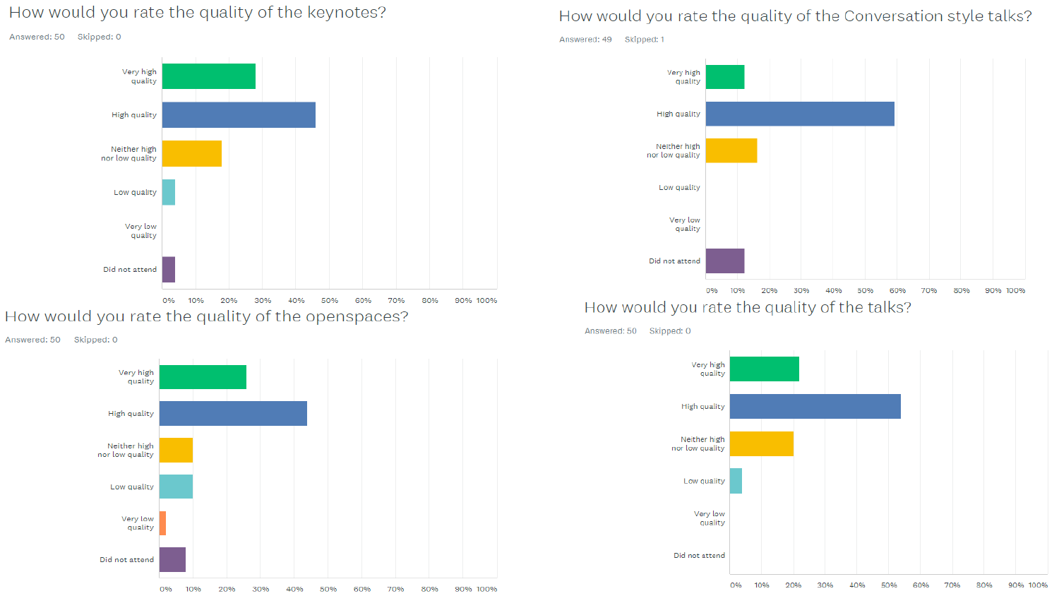## How would you rate the quality of the keynotes?

Answered: 50 Skipped: 0

Very high quality

High quality

Neither high nor low quality

Low quality

Very low quality

Did not attend

0% 10% 20% 30% 40% 50% 60% 70% 80% 90% 100%

## How would you rate the quality of the Conversation style talks?

Answered: 49 Skipped: 1

Very high quality

High quality

Neither high nor low quality

Low quality

Very low quality

Did not attend

0% 10% 20% 30% 40% 50% 60% 70% 80% 90% 100%

## How would you rate the quality of the openspaces?

Answered: 50 Skipped: 0

Very high quality

High quality

Neither high nor low quality

Low quality

Very low quality

Did not attend

0% 10% 20% 30% 40% 50% 60% 70% 80% 90% 100%

## How would you rate the quality of the talks?

Answered: 50 Skipped: 0

Very high quality

High quality

Neither high nor low quality

Low quality

Very low quality

Did not attend

0% 10% 20% 30% 40% 50% 60% 70% 80% 90% 100%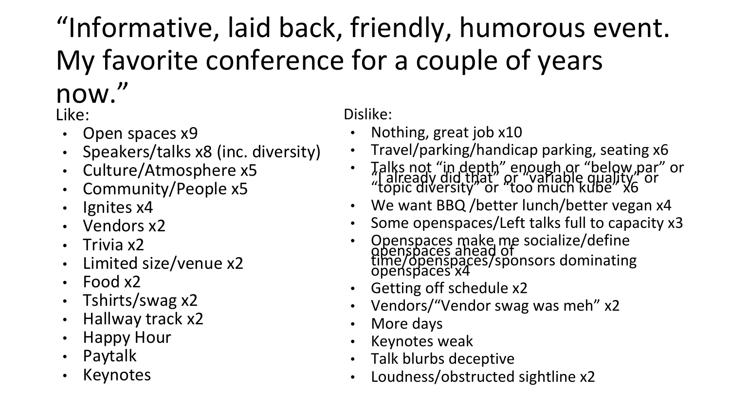# "Informative, laid back, friendly, humorous event. My favorite conference for a couple of years now."

Like:

- Open spaces x9
- Speakers/talks x8 (inc. diversity)
- Culture/Atmosphere x5
- Community/People x5
- Ignites x4
- Vendors x2
- Trivia x2
- Limited size/venue x2
- Food x2
- Tshirts/swag x2
- Hallway track x2
- Happy Hour
- Paytalk
- Keynotes

Dislike:

- Nothing, great job x10
- Travel/parking/handicap parking, seating x6
- Talks not "in depth" enough or "below par" or "I already did that" or "variable quality" or "topic diversity" or "too much kube" x6
- We want BBQ /better lunch/better vegan x4
- Some openspaces/Left talks full to capacity x3
- Openspaces make me socialize/define openspaces ahead of time/openspaces/sponsors dominating openspaces x4
- Getting off schedule x2
- Vendors/"Vendor swag was meh" x2
- More days
- Keynotes weak
- Talk blurbs deceptive
- Loudness/obstructed sightline x2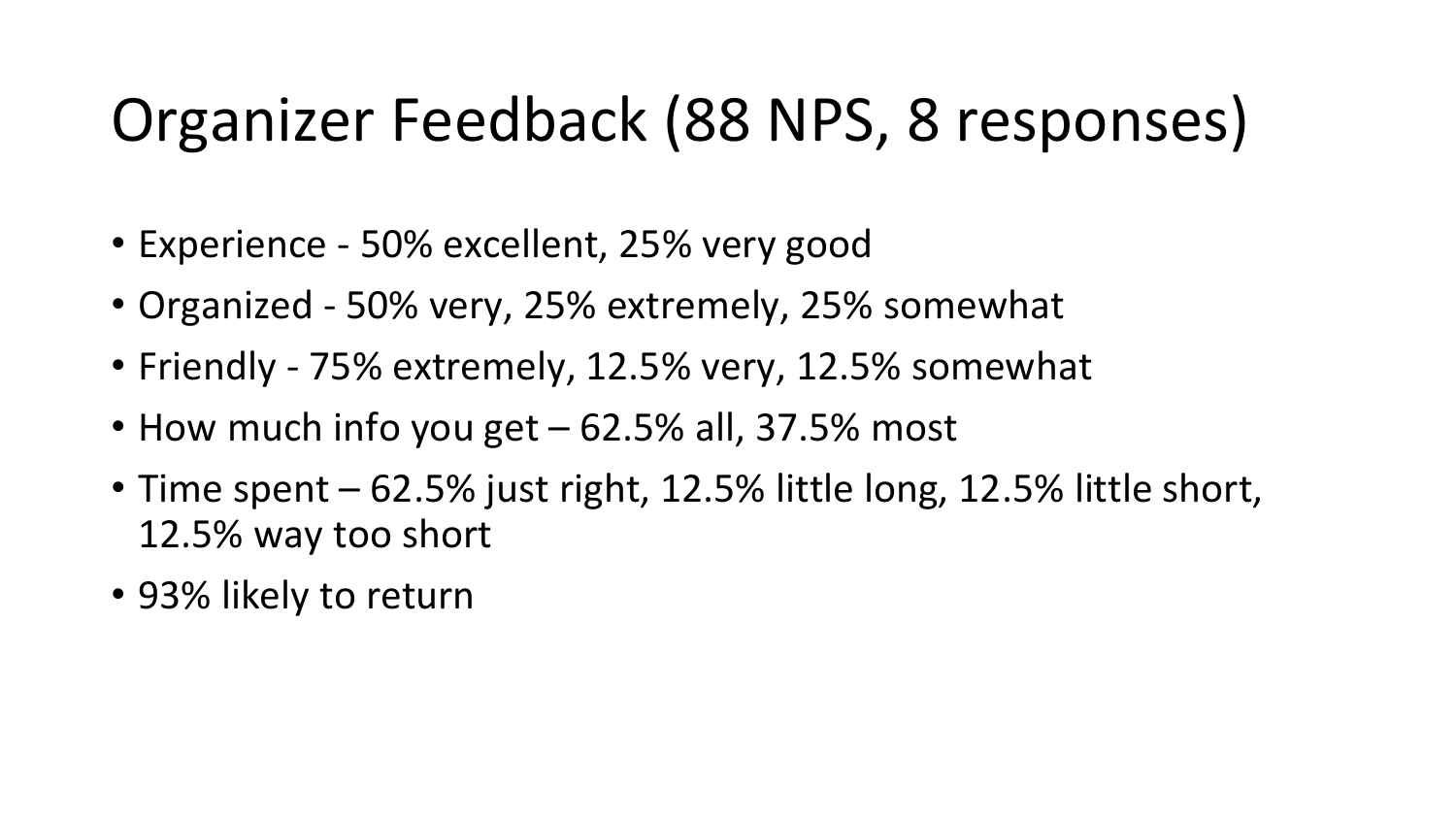# Organizer Feedback (88 NPS, 8 responses)

- Experience - 50% excellent, 25% very good
- Organized - 50% very, 25% extremely, 25% somewhat
- Friendly - 75% extremely, 12.5% very, 12.5% somewhat
- How much info you get – 62.5% all, 37.5% most
- Time spent – 62.5% just right, 12.5% little long, 12.5% little short, 12.5% way too short
- 93% likely to return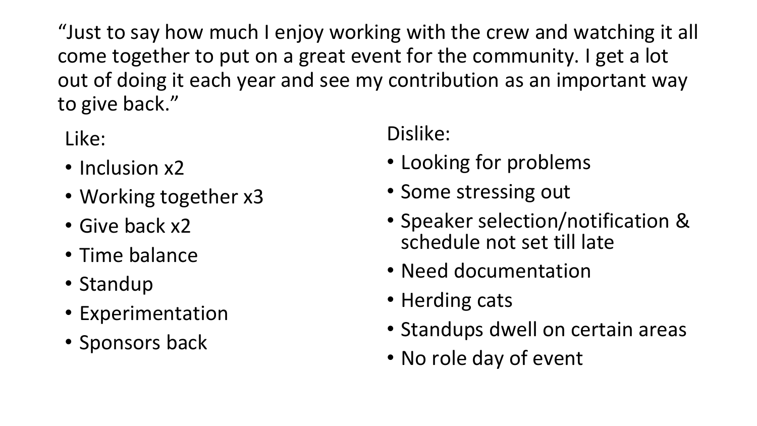“Just to say how much I enjoy working with the crew and watching it all come together to put on a great event for the community. I get a lot out of doing it each year and see my contribution as an important way to give back.”

Like:

- Inclusion x2
- Working together x3
- Give back x2
- Time balance
- Standup
- Experimentation
- Sponsors back

Dislike:

- Looking for problems
- Some stressing out
- Speaker selection/notification & schedule not set till late
- Need documentation
- Herding cats
- Standups dwell on certain areas
- No role day of event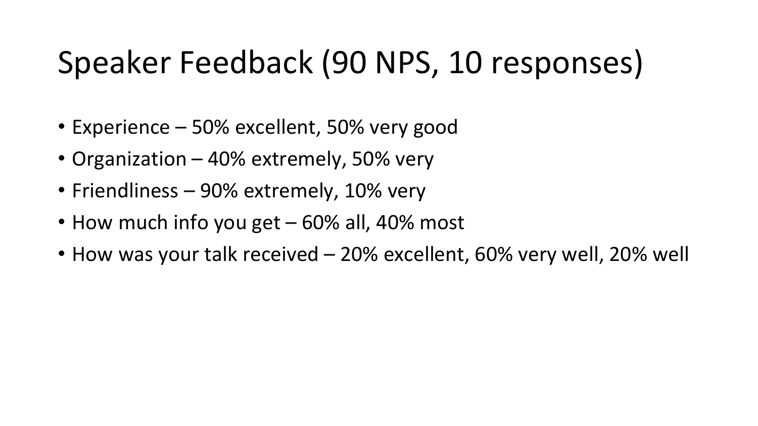# Speaker Feedback (90 NPS, 10 responses)

- Experience – 50% excellent, 50% very good
- Organization – 40% extremely, 50% very
- Friendliness – 90% extremely, 10% very
- How much info you get – 60% all, 40% most
- How was your talk received – 20% excellent, 60% very well, 20% well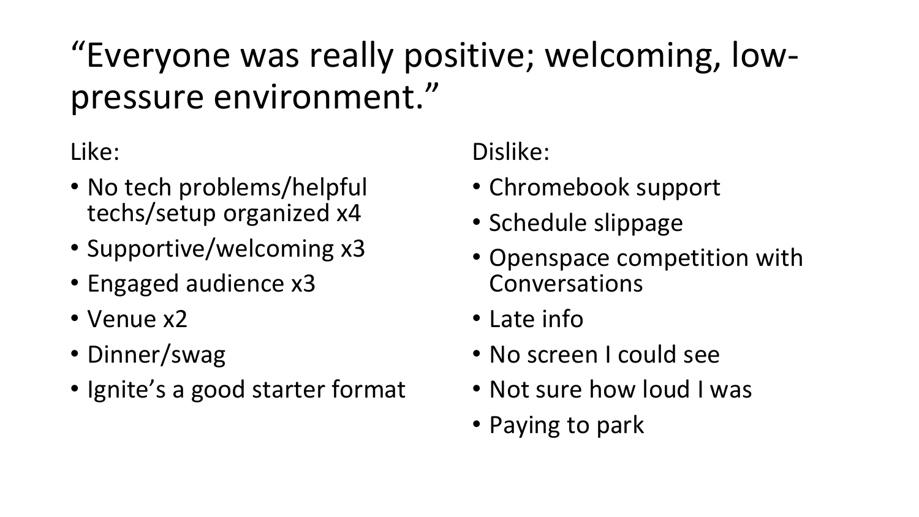# “Everyone was really positive; welcoming, low-pressure environment.”

Like:

- No tech problems/helpful techs/setup organized x4
- Supportive/welcoming x3
- Engaged audience x3
- Venue x2
- Dinner/swag
- Ignite’s a good starter format

Dislike:

- Chromebook support
- Schedule slippage
- Openspace competition with Conversations
- Late info
- No screen I could see
- Not sure how loud I was
- Paying to park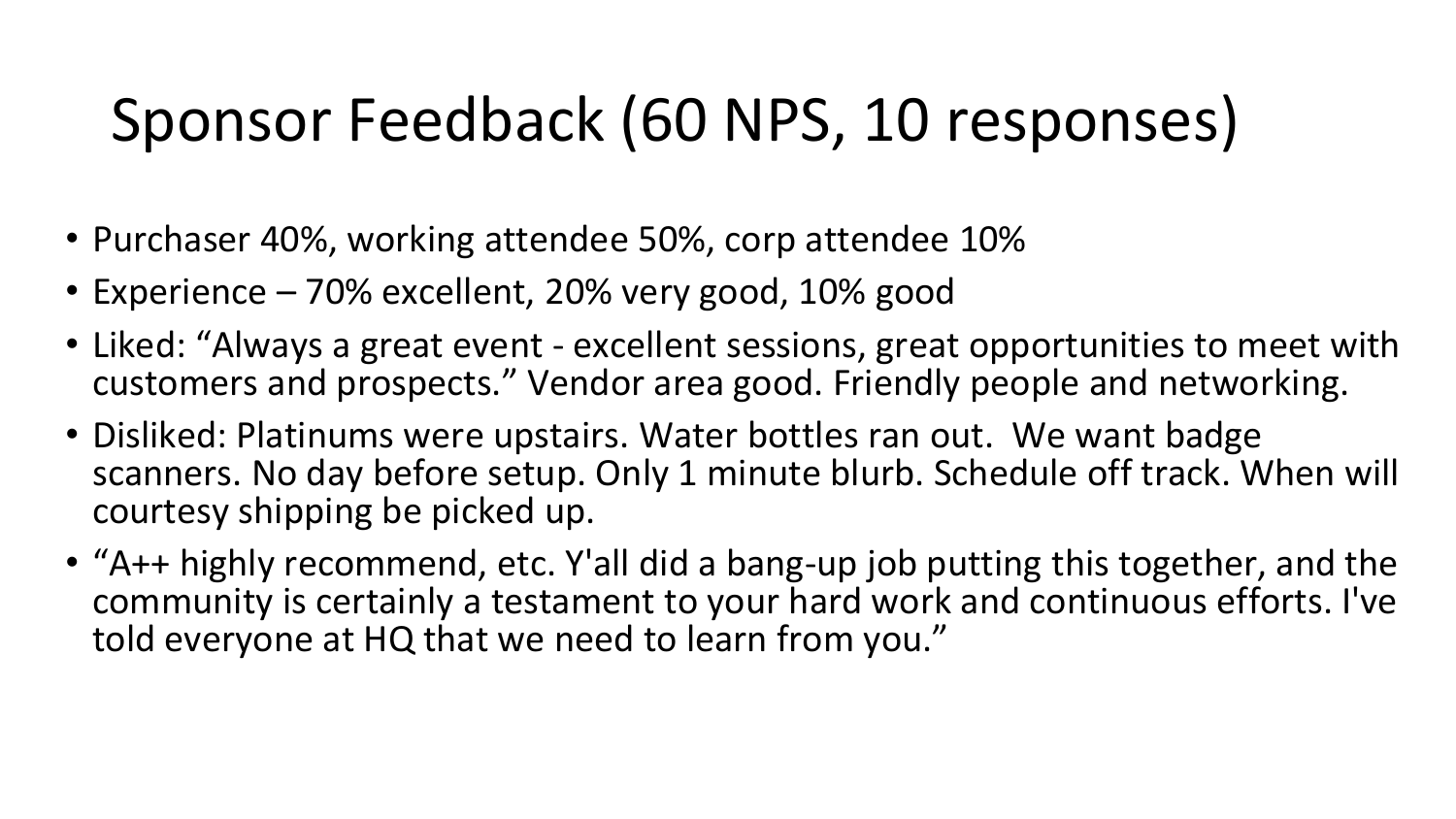# Sponsor Feedback (60 NPS, 10 responses)

- Purchaser 40%, working attendee 50%, corp attendee 10%
- Experience – 70% excellent, 20% very good, 10% good
- Liked: "Always a great event - excellent sessions, great opportunities to meet with customers and prospects." Vendor area good. Friendly people and networking.
- Disliked: Platinums were upstairs. Water bottles ran out. We want badge scanners. No day before setup. Only 1 minute blurb. Schedule off track. When will courtesy shipping be picked up.
- "A++ highly recommend, etc. Y'all did a bang-up job putting this together, and the community is certainly a testament to your hard work and continuous efforts. I've told everyone at HQ that we need to learn from you."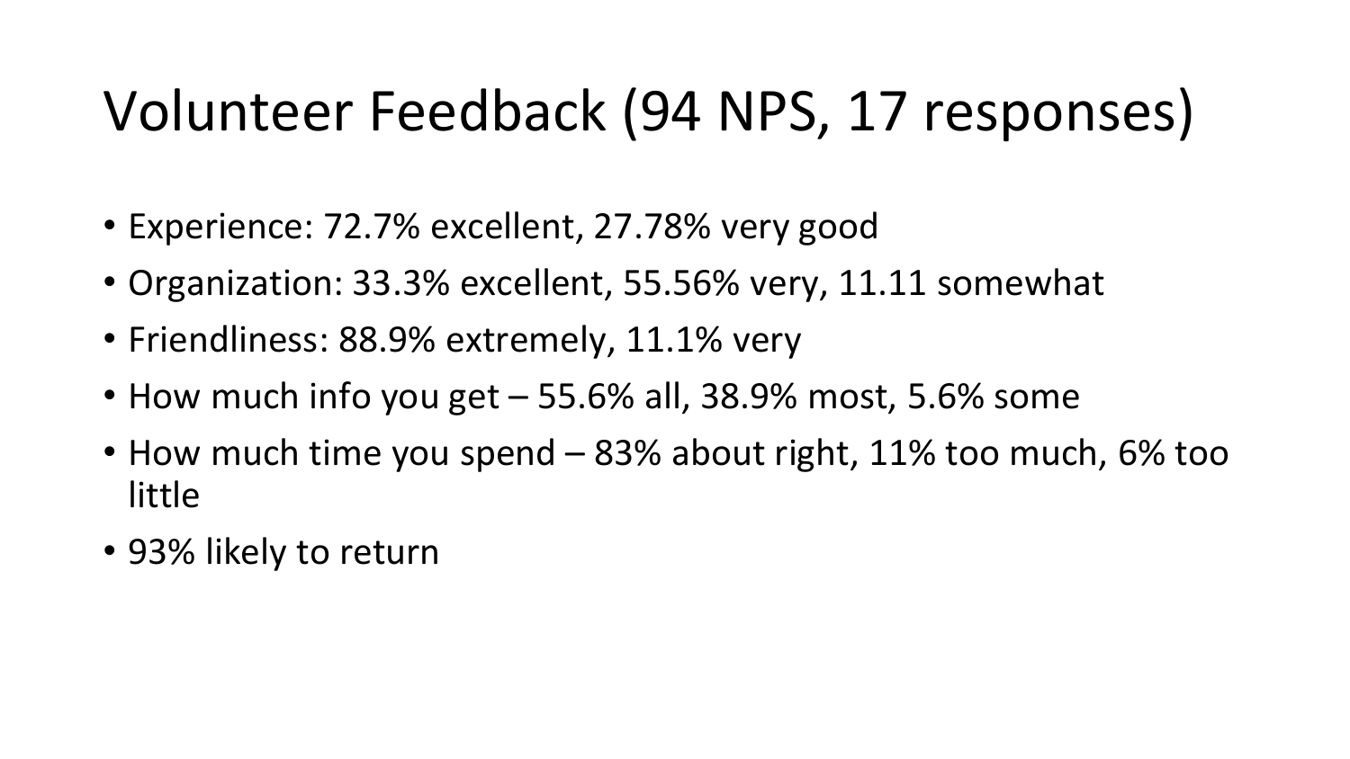# Volunteer Feedback (94 NPS, 17 responses)

- Experience: 72.7% excellent, 27.78% very good
- Organization: 33.3% excellent, 55.56% very, 11.11 somewhat
- Friendliness: 88.9% extremely, 11.1% very
- How much info you get – 55.6% all, 38.9% most, 5.6% some
- How much time you spend – 83% about right, 11% too much, 6% too little
- 93% likely to return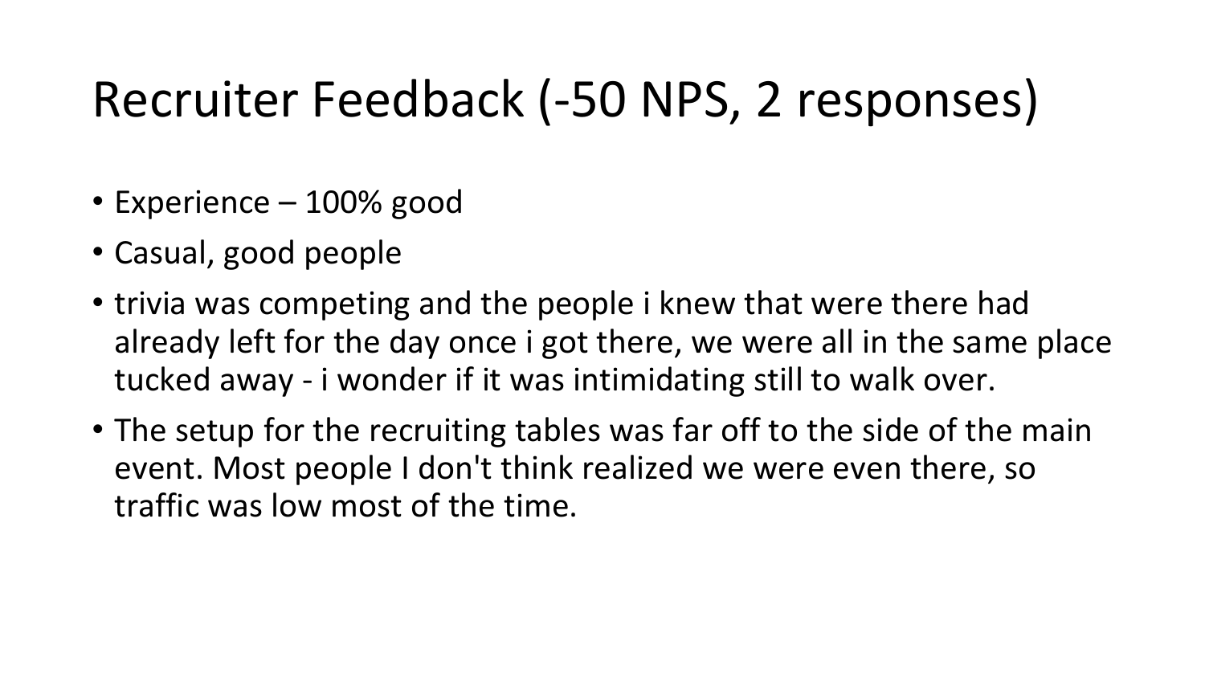# Recruiter Feedback (-50 NPS, 2 responses)

- Experience – 100% good
- Casual, good people
- trivia was competing and the people i knew that were there had already left for the day once i got there, we were all in the same place tucked away - i wonder if it was intimidating still to walk over.
- The setup for the recruiting tables was far off to the side of the main event. Most people I don't think realized we were even there, so traffic was low most of the time.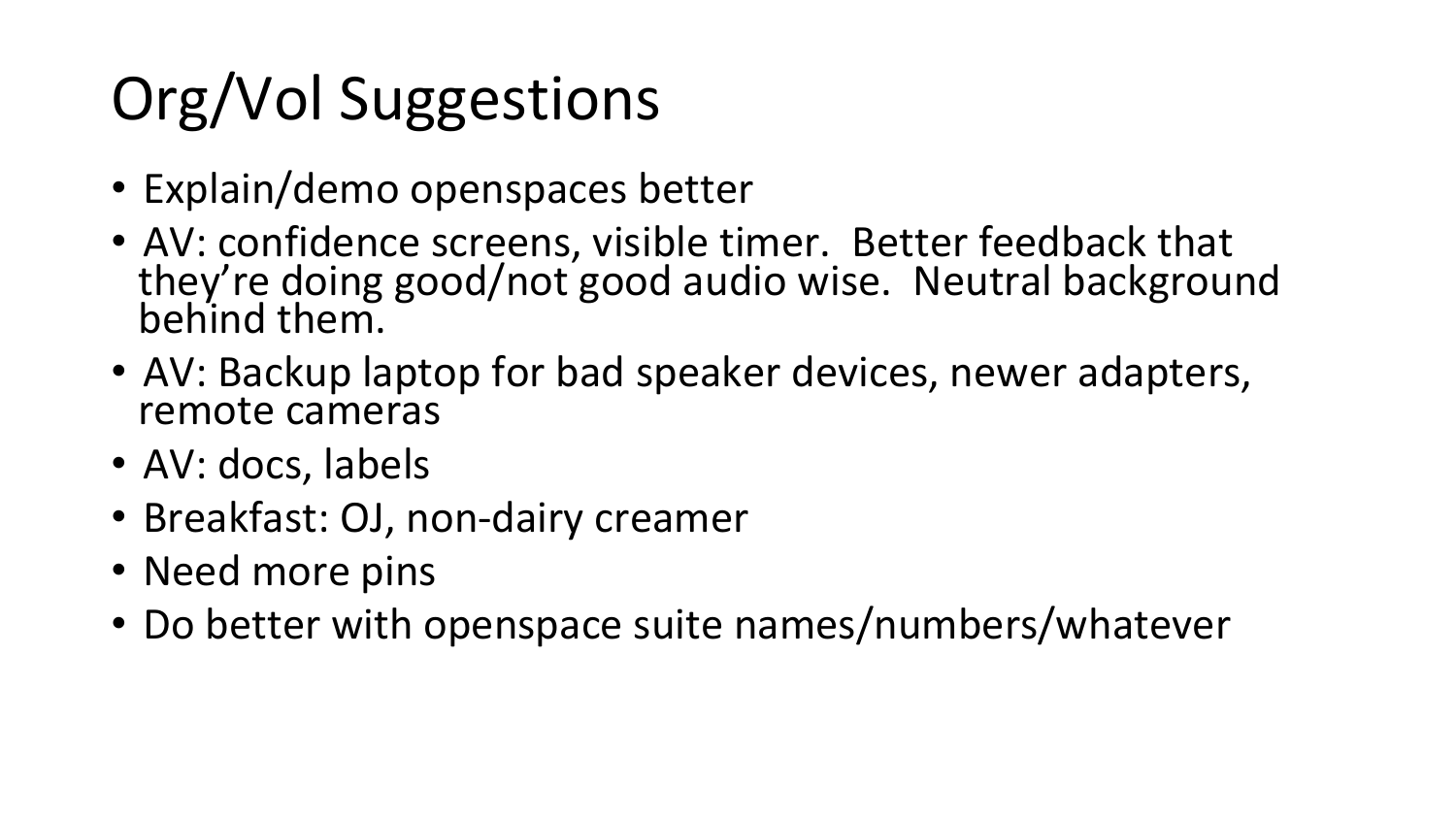# Org/Vol Suggestions

- Explain/demo openspaces better
- AV: confidence screens, visible timer. Better feedback that they're doing good/not good audio wise. Neutral background behind them.
- AV: Backup laptop for bad speaker devices, newer adapters, remote cameras
- AV: docs, labels
- Breakfast: OJ, non-dairy creamer
- Need more pins
- Do better with openspace suite names/numbers/whatever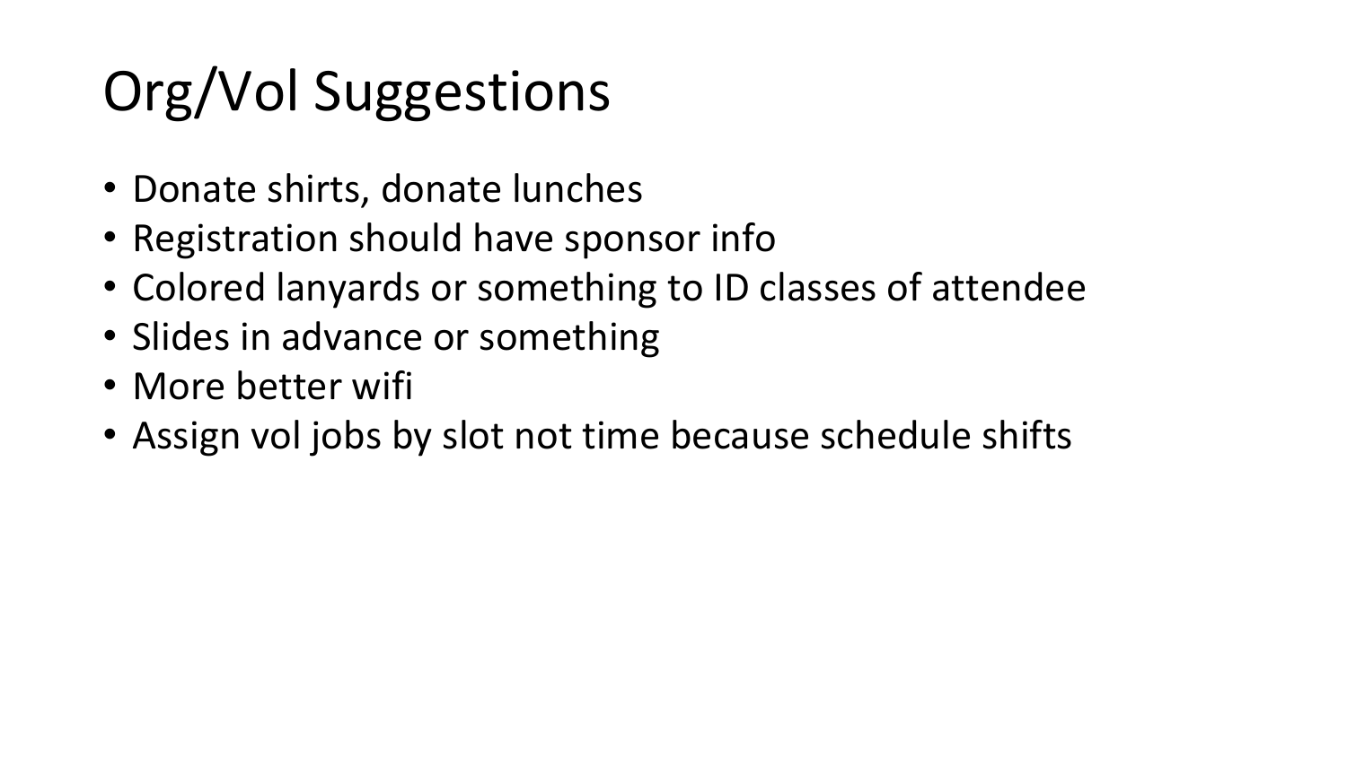# Org/Vol Suggestions

- Donate shirts, donate lunches
- Registration should have sponsor info
- Colored lanyards or something to ID classes of attendee
- Slides in advance or something
- More better wifi
- Assign vol jobs by slot not time because schedule shifts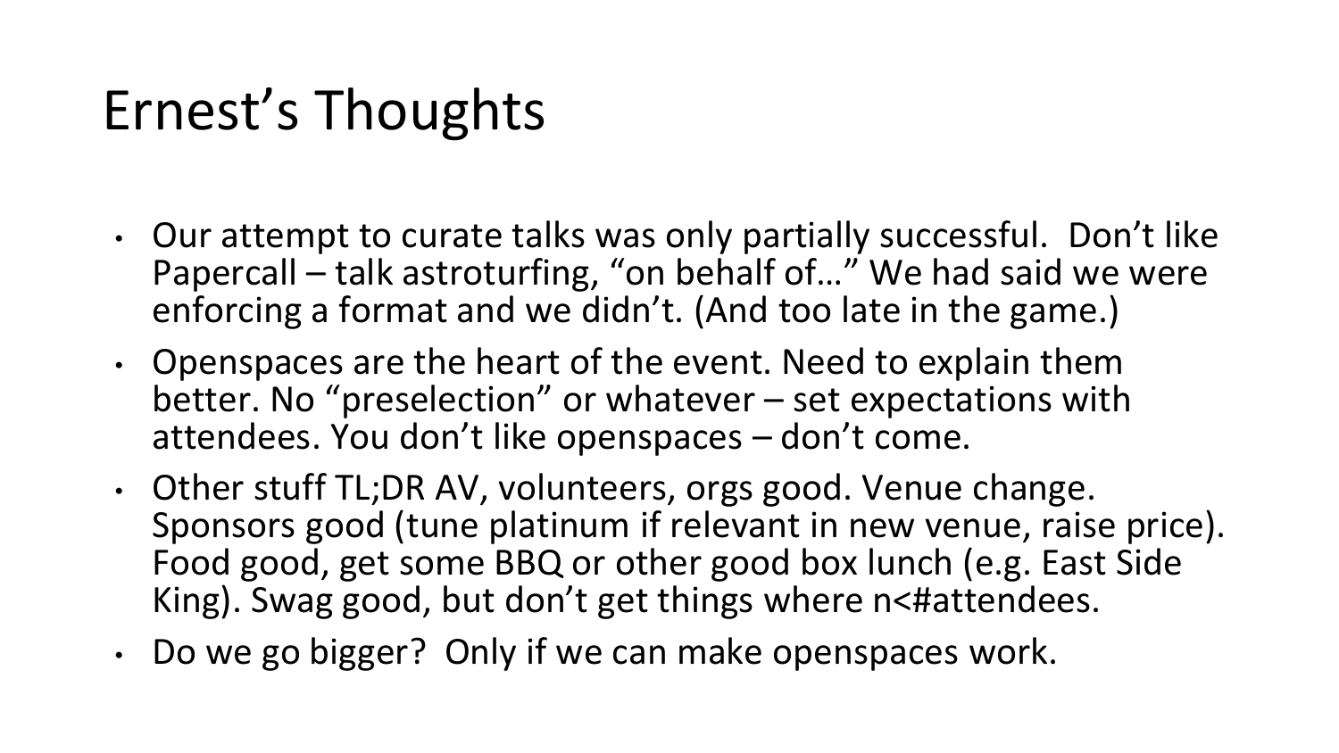# Ernest’s Thoughts

- Our attempt to curate talks was only partially successful. Don’t like Papercall – talk astroturfing, “on behalf of…” We had said we were enforcing a format and we didn’t. (And too late in the game.)
- Openspaces are the heart of the event. Need to explain them better. No “preselection” or whatever – set expectations with attendees. You don’t like openspaces – don’t come.
- Other stuff TL;DR AV, volunteers, orgs good. Venue change. Sponsors good (tune platinum if relevant in new venue, raise price). Food good, get some BBQ or other good box lunch (e.g. East Side King). Swag good, but don’t get things where n<#attendees.
- Do we go bigger? Only if we can make openspaces work.